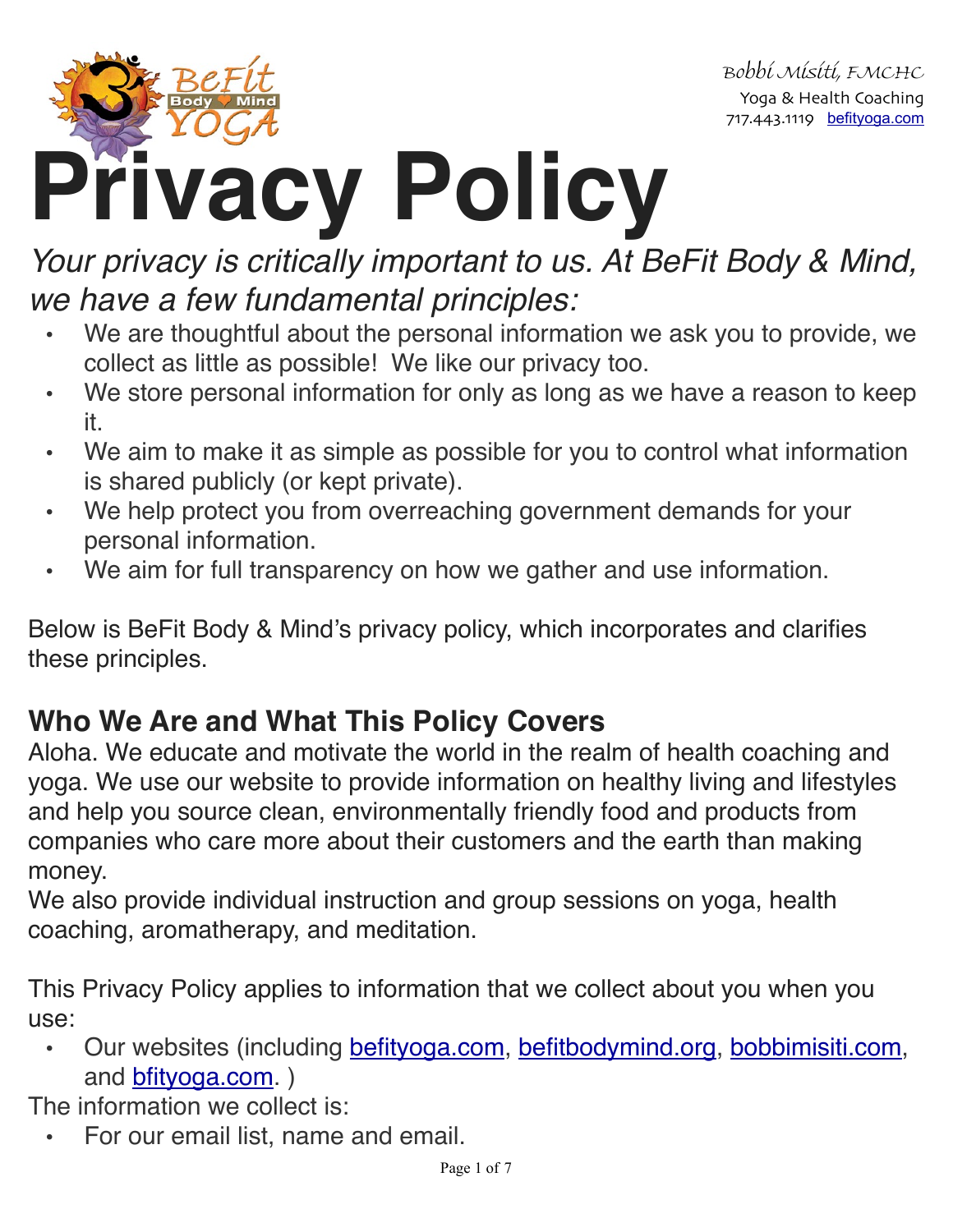Bobbi Misiti, FMCHC
Yoga & Health Coaching
717.443.1119 befityoga.com

# Privacy Policy

*Your privacy is critically important to us. At BeFit Body & Mind, we have a few fundamental principles:*

- We are thoughtful about the personal information we ask you to provide, we collect as little as possible! We like our privacy too.
- We store personal information for only as long as we have a reason to keep it.
- We aim to make it as simple as possible for you to control what information is shared publicly (or kept private).
- We help protect you from overreaching government demands for your personal information.
- We aim for full transparency on how we gather and use information.

Below is BeFit Body & Mind's privacy policy, which incorporates and clarifies these principles.

## Who We Are and What This Policy Covers

Aloha. We educate and motivate the world in the realm of health coaching and yoga. We use our website to provide information on healthy living and lifestyles and help you source clean, environmentally friendly food and products from companies who care more about their customers and the earth than making money.

We also provide individual instruction and group sessions on yoga, health coaching, aromatherapy, and meditation.

This Privacy Policy applies to information that we collect about you when you use:

- Our websites (including befityoga.com, befitbodymind.org, bobbimisiti.com, and bfityoga.com. )

The information we collect is:

- For our email list, name and email.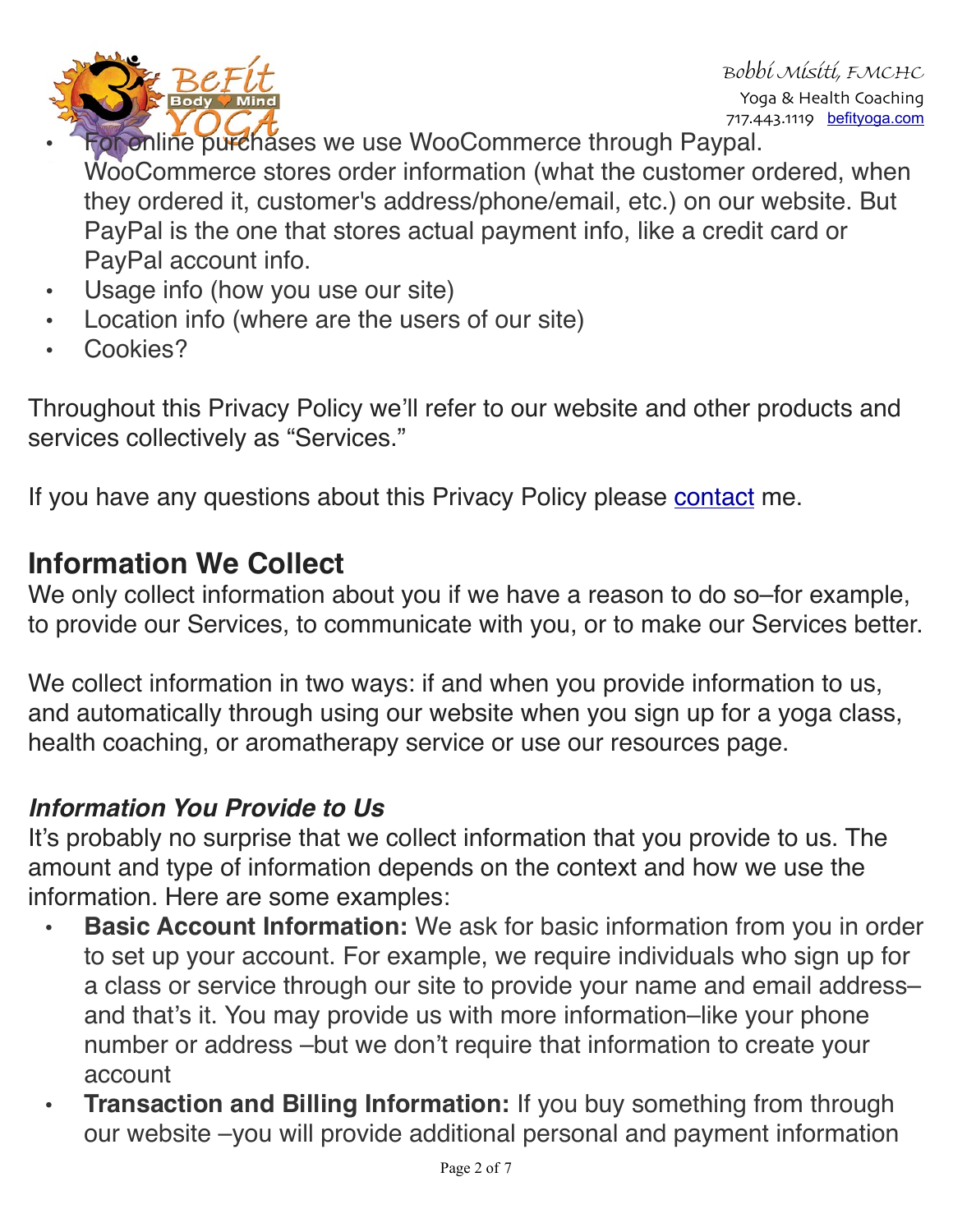- For online purchases we use WooCommerce through Paypal. WooCommerce stores order information (what the customer ordered, when they ordered it, customer's address/phone/email, etc.) on our website. But PayPal is the one that stores actual payment info, like a credit card or PayPal account info.
- Usage info (how you use our site)
- Location info (where are the users of our site)
- Cookies?

Throughout this Privacy Policy we'll refer to our website and other products and services collectively as "Services."

If you have any questions about this Privacy Policy please [contact]() me.

## Information We Collect

We only collect information about you if we have a reason to do so–for example, to provide our Services, to communicate with you, or to make our Services better.

We collect information in two ways: if and when you provide information to us, and automatically through using our website when you sign up for a yoga class, health coaching, or aromatherapy service or use our resources page.

### *Information You Provide to Us*

It's probably no surprise that we collect information that you provide to us. The amount and type of information depends on the context and how we use the information. Here are some examples:

- **Basic Account Information:** We ask for basic information from you in order to set up your account. For example, we require individuals who sign up for a class or service through our site to provide your name and email address– and that's it. You may provide us with more information–like your phone number or address –but we don't require that information to create your account
- **Transaction and Billing Information:** If you buy something from through our website –you will provide additional personal and payment information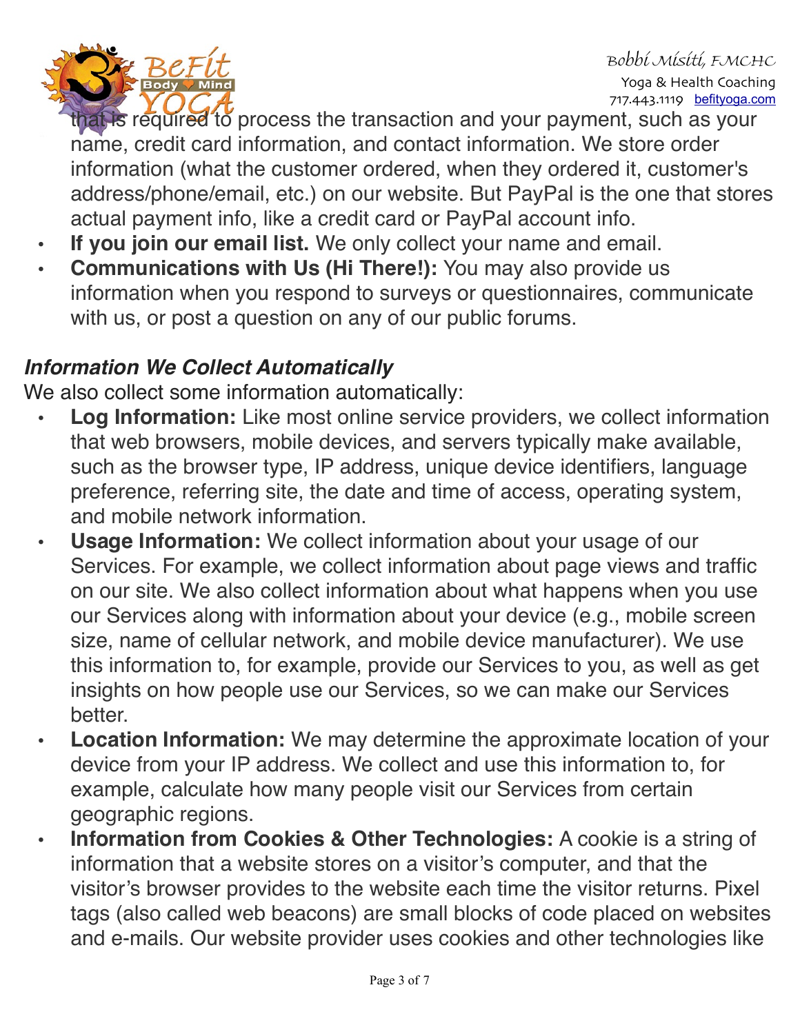that is required to process the transaction and your payment, such as your name, credit card information, and contact information. We store order information (what the customer ordered, when they ordered it, customer's address/phone/email, etc.) on our website. But PayPal is the one that stores actual payment info, like a credit card or PayPal account info.

- **If you join our email list.** We only collect your name and email.
- **Communications with Us (Hi There!):** You may also provide us information when you respond to surveys or questionnaires, communicate with us, or post a question on any of our public forums.

### *Information We Collect Automatically*

We also collect some information automatically:

- **Log Information:** Like most online service providers, we collect information that web browsers, mobile devices, and servers typically make available, such as the browser type, IP address, unique device identifiers, language preference, referring site, the date and time of access, operating system, and mobile network information.
- **Usage Information:** We collect information about your usage of our Services. For example, we collect information about page views and traffic on our site. We also collect information about what happens when you use our Services along with information about your device (e.g., mobile screen size, name of cellular network, and mobile device manufacturer). We use this information to, for example, provide our Services to you, as well as get insights on how people use our Services, so we can make our Services better.
- **Location Information:** We may determine the approximate location of your device from your IP address. We collect and use this information to, for example, calculate how many people visit our Services from certain geographic regions.
- **Information from Cookies & Other Technologies:** A cookie is a string of information that a website stores on a visitor's computer, and that the visitor's browser provides to the website each time the visitor returns. Pixel tags (also called web beacons) are small blocks of code placed on websites and e-mails. Our website provider uses cookies and other technologies like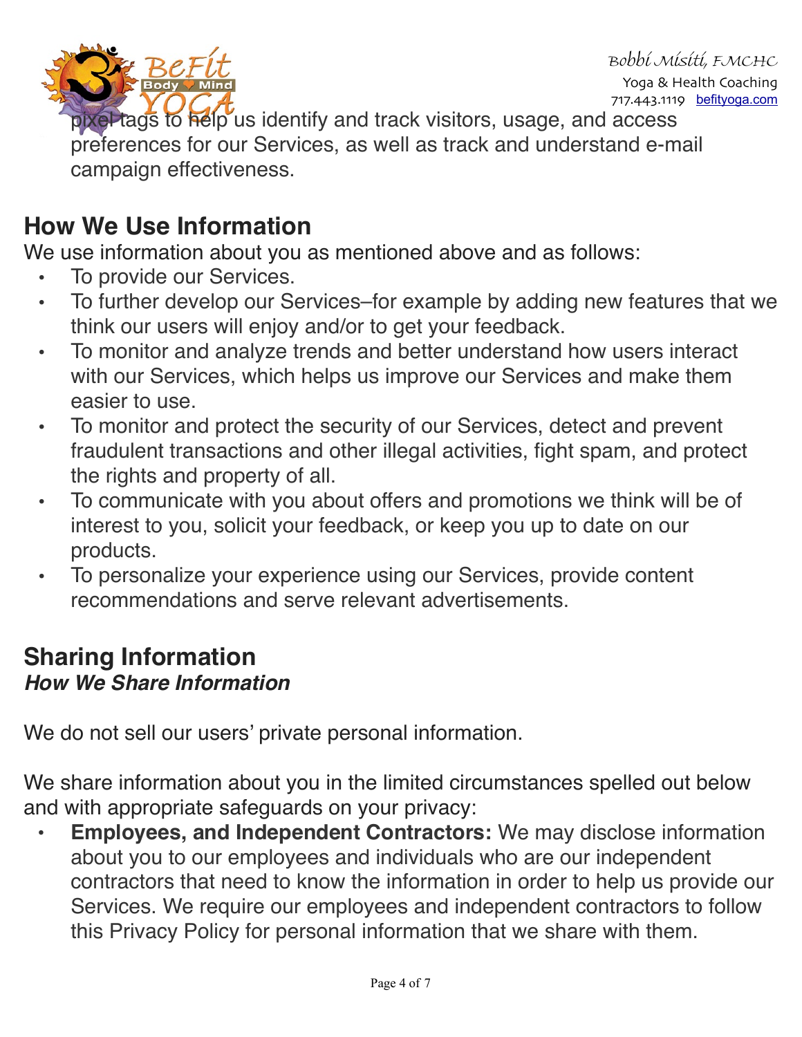pixel tags to help us identify and track visitors, usage, and access preferences for our Services, as well as track and understand e-mail campaign effectiveness.

## How We Use Information

We use information about you as mentioned above and as follows:

- To provide our Services.
- To further develop our Services–for example by adding new features that we think our users will enjoy and/or to get your feedback.
- To monitor and analyze trends and better understand how users interact with our Services, which helps us improve our Services and make them easier to use.
- To monitor and protect the security of our Services, detect and prevent fraudulent transactions and other illegal activities, fight spam, and protect the rights and property of all.
- To communicate with you about offers and promotions we think will be of interest to you, solicit your feedback, or keep you up to date on our products.
- To personalize your experience using our Services, provide content recommendations and serve relevant advertisements.

## Sharing Information

### *How We Share Information*

We do not sell our users' private personal information.

We share information about you in the limited circumstances spelled out below and with appropriate safeguards on your privacy:

- **Employees, and Independent Contractors:** We may disclose information about you to our employees and individuals who are our independent contractors that need to know the information in order to help us provide our Services. We require our employees and independent contractors to follow this Privacy Policy for personal information that we share with them.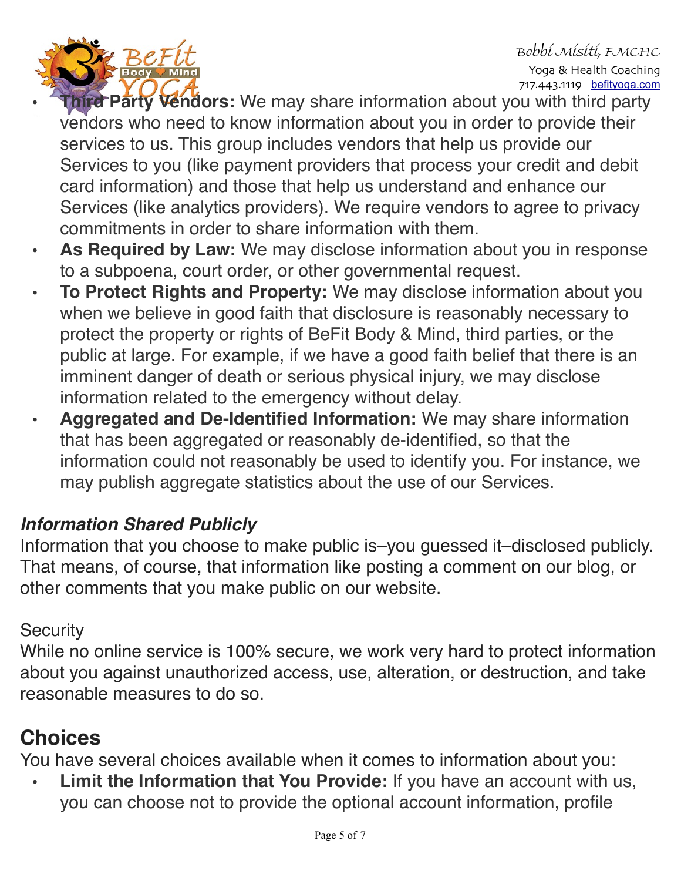- **Third Party Vendors:** We may share information about you with third party vendors who need to know information about you in order to provide their services to us. This group includes vendors that help us provide our Services to you (like payment providers that process your credit and debit card information) and those that help us understand and enhance our Services (like analytics providers). We require vendors to agree to privacy commitments in order to share information with them.
- **As Required by Law:** We may disclose information about you in response to a subpoena, court order, or other governmental request.
- **To Protect Rights and Property:** We may disclose information about you when we believe in good faith that disclosure is reasonably necessary to protect the property or rights of BeFit Body & Mind, third parties, or the public at large. For example, if we have a good faith belief that there is an imminent danger of death or serious physical injury, we may disclose information related to the emergency without delay.
- **Aggregated and De-Identified Information:** We may share information that has been aggregated or reasonably de-identified, so that the information could not reasonably be used to identify you. For instance, we may publish aggregate statistics about the use of our Services.

### *Information Shared Publicly*

Information that you choose to make public is–you guessed it–disclosed publicly. That means, of course, that information like posting a comment on our blog, or other comments that you make public on our website.

Security

While no online service is 100% secure, we work very hard to protect information about you against unauthorized access, use, alteration, or destruction, and take reasonable measures to do so.

## Choices

You have several choices available when it comes to information about you:

- **Limit the Information that You Provide:** If you have an account with us, you can choose not to provide the optional account information, profile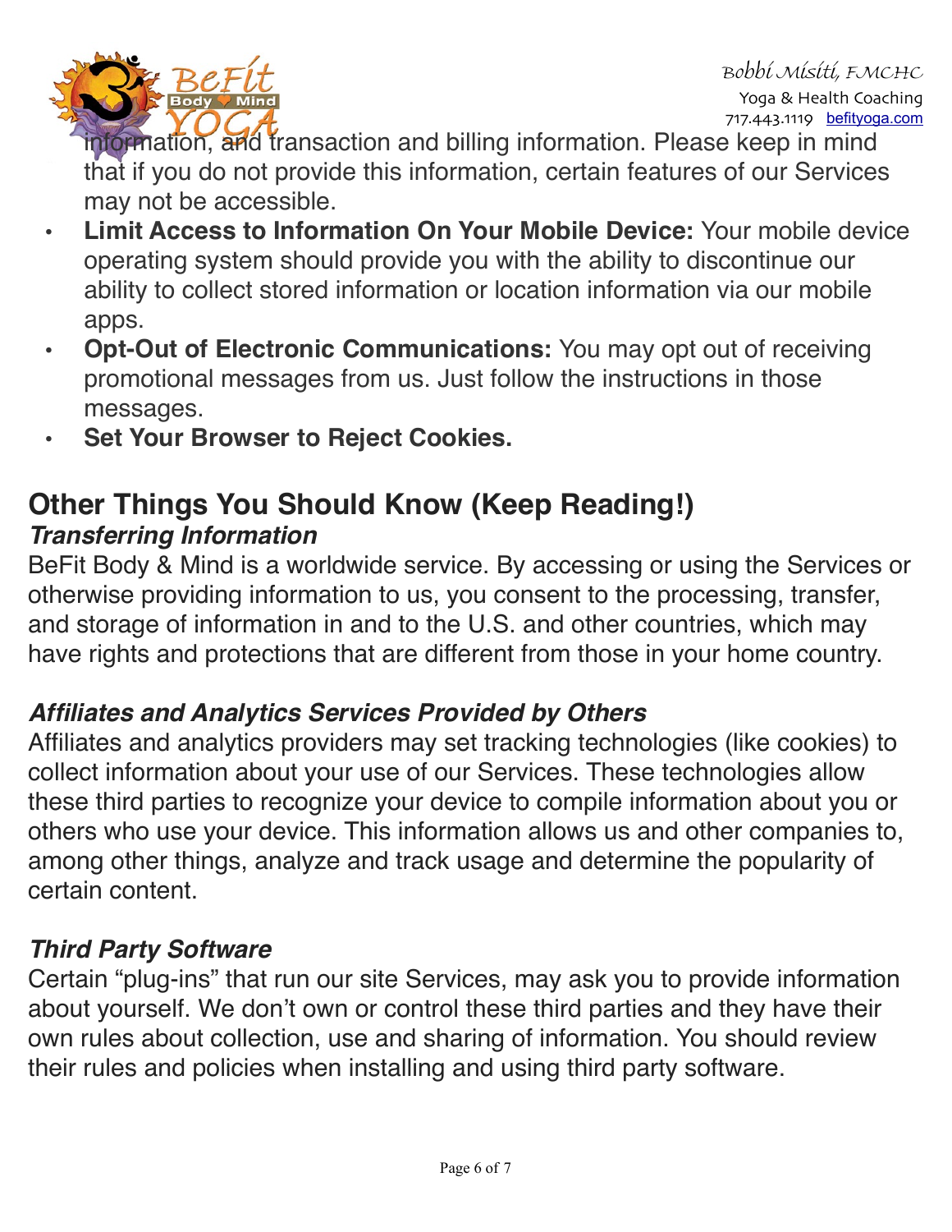information, and transaction and billing information. Please keep in mind that if you do not provide this information, certain features of our Services may not be accessible.

- **Limit Access to Information On Your Mobile Device:** Your mobile device operating system should provide you with the ability to discontinue our ability to collect stored information or location information via our mobile apps.
- **Opt-Out of Electronic Communications:** You may opt out of receiving promotional messages from us. Just follow the instructions in those messages.
- **Set Your Browser to Reject Cookies.**

## Other Things You Should Know (Keep Reading!)

### *Transferring Information*

BeFit Body & Mind is a worldwide service. By accessing or using the Services or otherwise providing information to us, you consent to the processing, transfer, and storage of information in and to the U.S. and other countries, which may have rights and protections that are different from those in your home country.

### *Affiliates and Analytics Services Provided by Others*

Affiliates and analytics providers may set tracking technologies (like cookies) to collect information about your use of our Services. These technologies allow these third parties to recognize your device to compile information about you or others who use your device. This information allows us and other companies to, among other things, analyze and track usage and determine the popularity of certain content.

### *Third Party Software*

Certain "plug-ins" that run our site Services, may ask you to provide information about yourself. We don't own or control these third parties and they have their own rules about collection, use and sharing of information. You should review their rules and policies when installing and using third party software.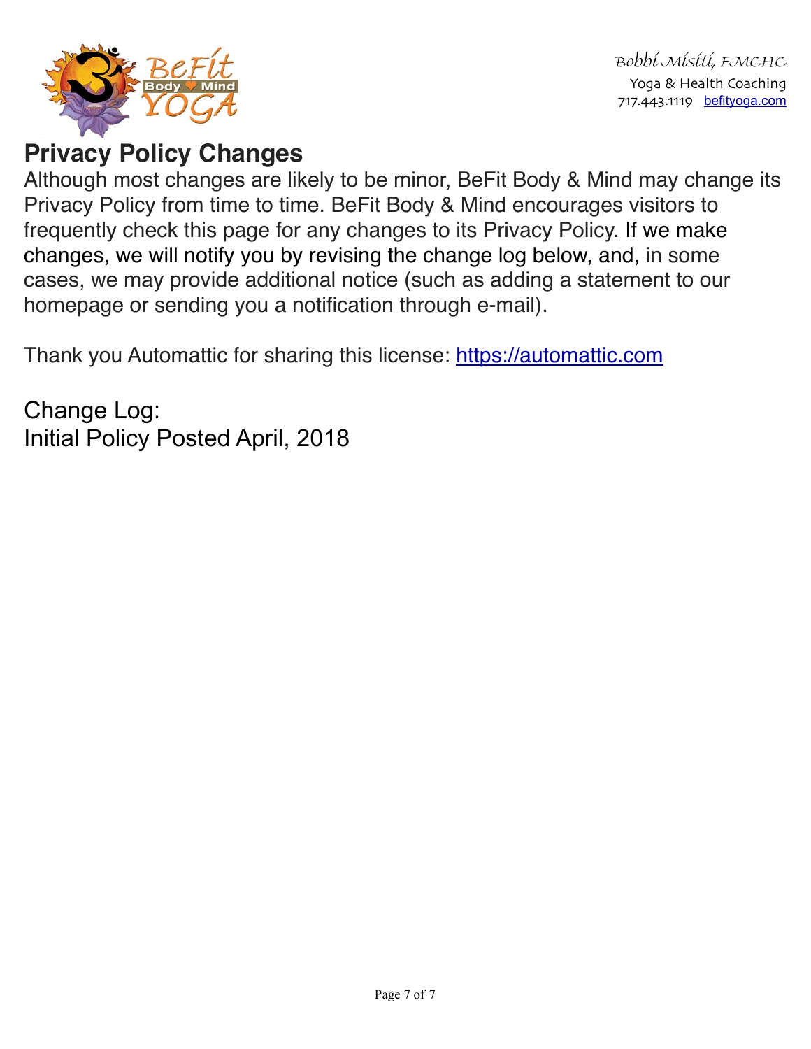## Privacy Policy Changes

Although most changes are likely to be minor, BeFit Body & Mind may change its Privacy Policy from time to time. BeFit Body & Mind encourages visitors to frequently check this page for any changes to its Privacy Policy. If we make changes, we will notify you by revising the change log below, and, in some cases, we may provide additional notice (such as adding a statement to our homepage or sending you a notification through e-mail).

Thank you Automattic for sharing this license: [https://automattic.com](https://automattic.com)

Change Log:
Initial Policy Posted April, 2018